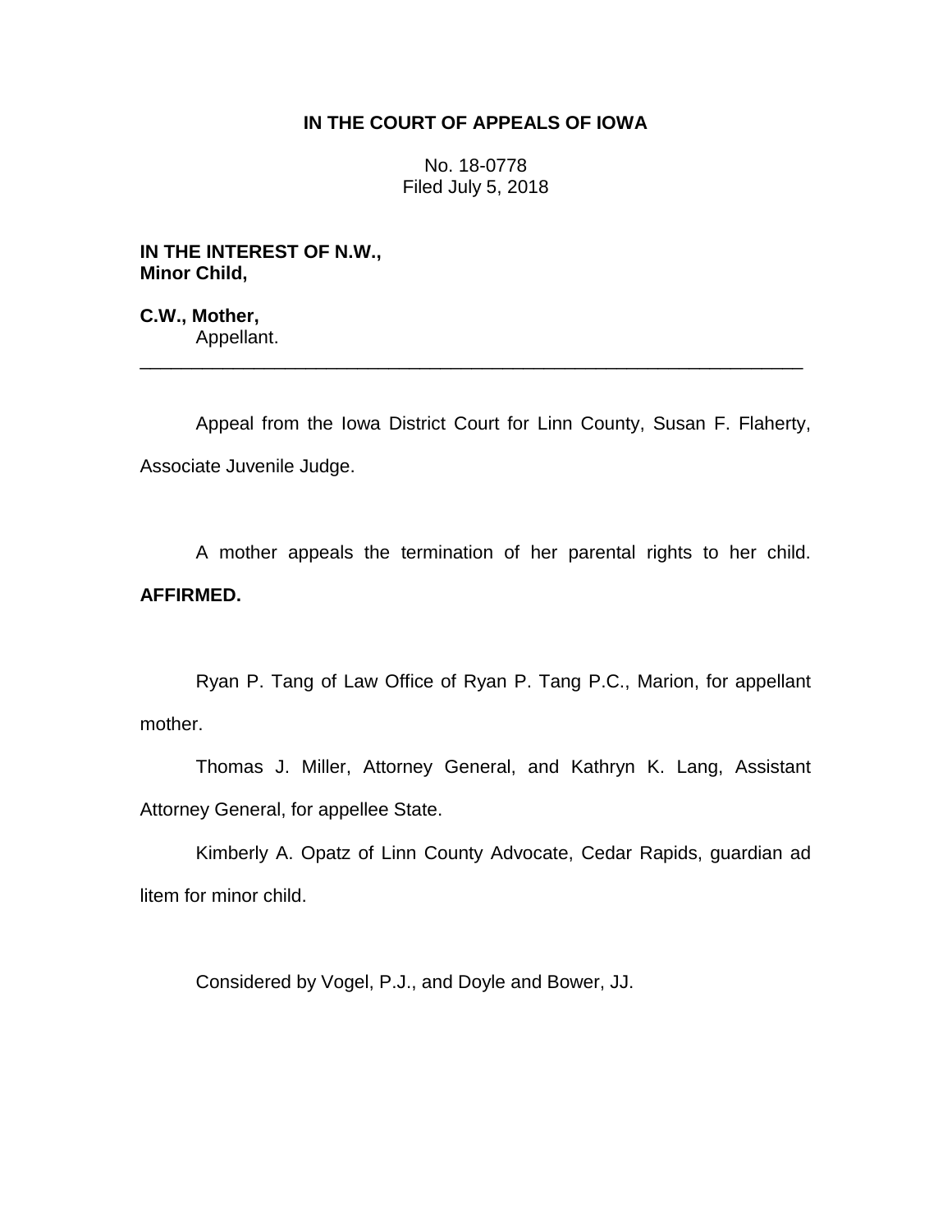**IN THE COURT OF APPEALS OF IOWA**

No. 18-0778
Filed July 5, 2018

**IN THE INTEREST OF N.W.,**
**Minor Child,**

**C.W., Mother,**
Appellant.

---

Appeal from the Iowa District Court for Linn County, Susan F. Flaherty, Associate Juvenile Judge.

A mother appeals the termination of her parental rights to her child. **AFFIRMED.**

Ryan P. Tang of Law Office of Ryan P. Tang P.C., Marion, for appellant mother.

Thomas J. Miller, Attorney General, and Kathryn K. Lang, Assistant Attorney General, for appellee State.

Kimberly A. Opatz of Linn County Advocate, Cedar Rapids, guardian ad litem for minor child.

Considered by Vogel, P.J., and Doyle and Bower, JJ.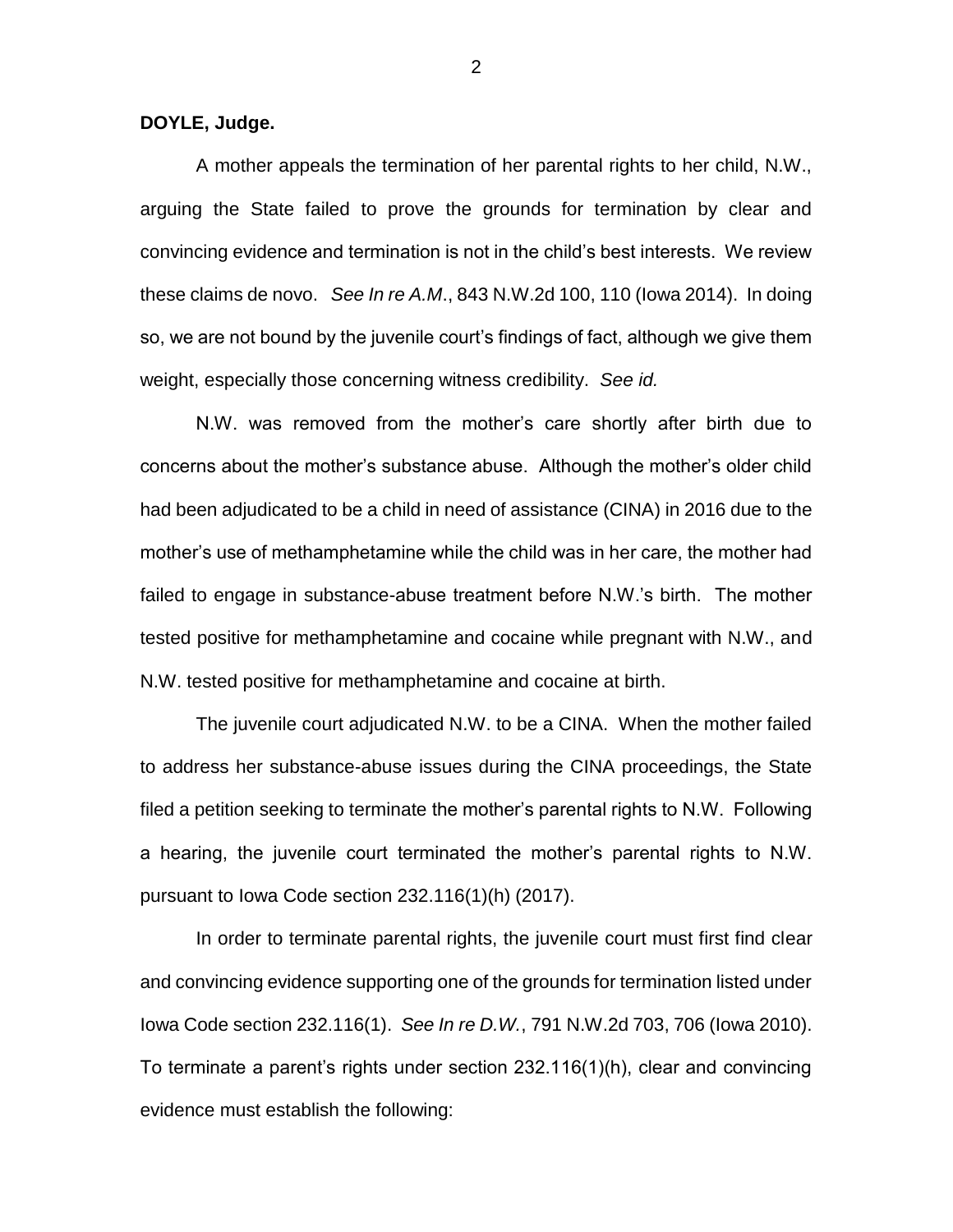**DOYLE, Judge.**

A mother appeals the termination of her parental rights to her child, N.W., arguing the State failed to prove the grounds for termination by clear and convincing evidence and termination is not in the child's best interests. We review these claims de novo. *See In re A.M.*, 843 N.W.2d 100, 110 (Iowa 2014). In doing so, we are not bound by the juvenile court's findings of fact, although we give them weight, especially those concerning witness credibility. *See id.*

N.W. was removed from the mother's care shortly after birth due to concerns about the mother's substance abuse. Although the mother's older child had been adjudicated to be a child in need of assistance (CINA) in 2016 due to the mother's use of methamphetamine while the child was in her care, the mother had failed to engage in substance-abuse treatment before N.W.'s birth. The mother tested positive for methamphetamine and cocaine while pregnant with N.W., and N.W. tested positive for methamphetamine and cocaine at birth.

The juvenile court adjudicated N.W. to be a CINA. When the mother failed to address her substance-abuse issues during the CINA proceedings, the State filed a petition seeking to terminate the mother's parental rights to N.W. Following a hearing, the juvenile court terminated the mother's parental rights to N.W. pursuant to Iowa Code section 232.116(1)(h) (2017).

In order to terminate parental rights, the juvenile court must first find clear and convincing evidence supporting one of the grounds for termination listed under Iowa Code section 232.116(1). *See In re D.W.*, 791 N.W.2d 703, 706 (Iowa 2010). To terminate a parent's rights under section 232.116(1)(h), clear and convincing evidence must establish the following: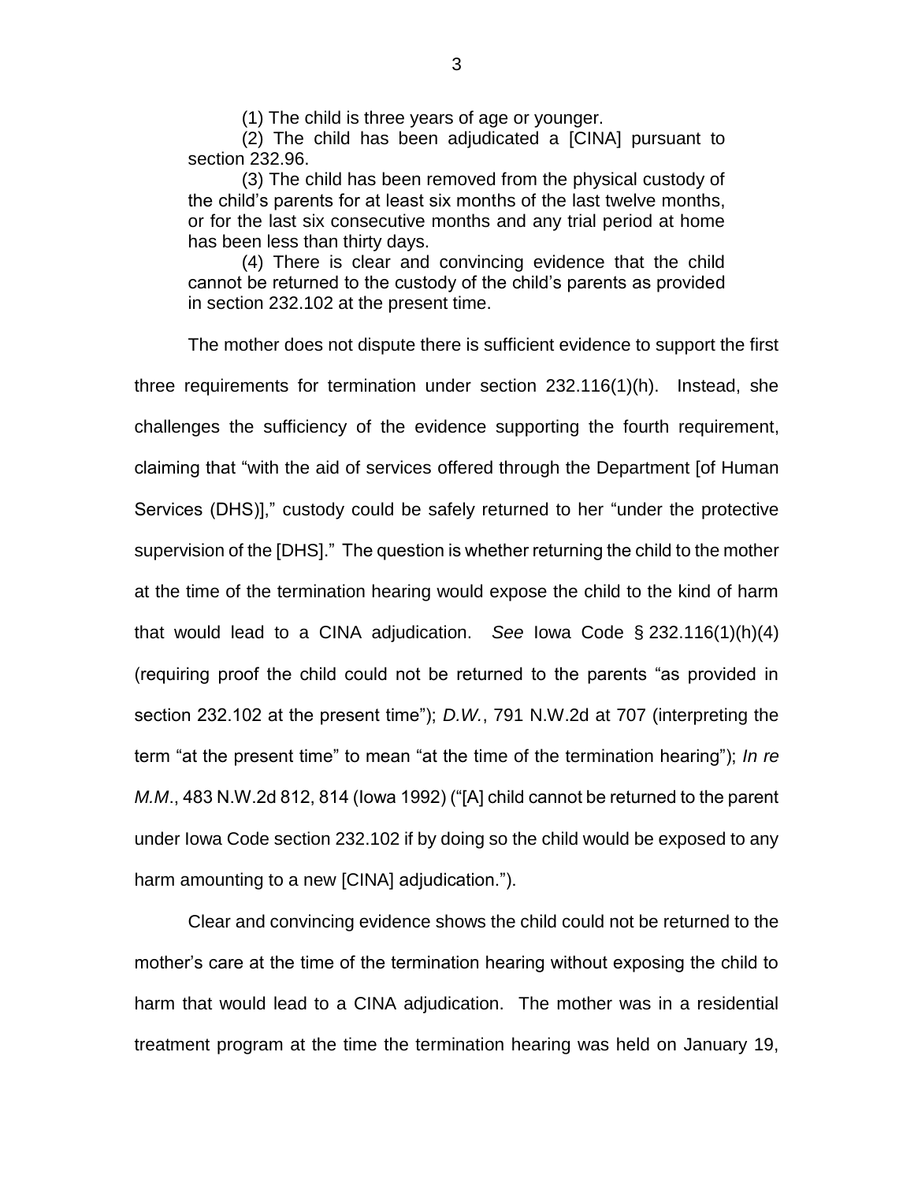> (1) The child is three years of age or younger.
>
> (2) The child has been adjudicated a [CINA] pursuant to section 232.96.
>
> (3) The child has been removed from the physical custody of the child's parents for at least six months of the last twelve months, or for the last six consecutive months and any trial period at home has been less than thirty days.
>
> (4) There is clear and convincing evidence that the child cannot be returned to the custody of the child's parents as provided in section 232.102 at the present time.

The mother does not dispute there is sufficient evidence to support the first three requirements for termination under section 232.116(1)(h). Instead, she challenges the sufficiency of the evidence supporting the fourth requirement, claiming that "with the aid of services offered through the Department [of Human Services (DHS)]," custody could be safely returned to her "under the protective supervision of the [DHS]." The question is whether returning the child to the mother at the time of the termination hearing would expose the child to the kind of harm that would lead to a CINA adjudication. *See* Iowa Code § 232.116(1)(h)(4) (requiring proof the child could not be returned to the parents "as provided in section 232.102 at the present time"); *D.W.*, 791 N.W.2d at 707 (interpreting the term "at the present time" to mean "at the time of the termination hearing"); *In re M.M*., 483 N.W.2d 812, 814 (Iowa 1992) ("[A] child cannot be returned to the parent under Iowa Code section 232.102 if by doing so the child would be exposed to any harm amounting to a new [CINA] adjudication.").

Clear and convincing evidence shows the child could not be returned to the mother's care at the time of the termination hearing without exposing the child to harm that would lead to a CINA adjudication. The mother was in a residential treatment program at the time the termination hearing was held on January 19,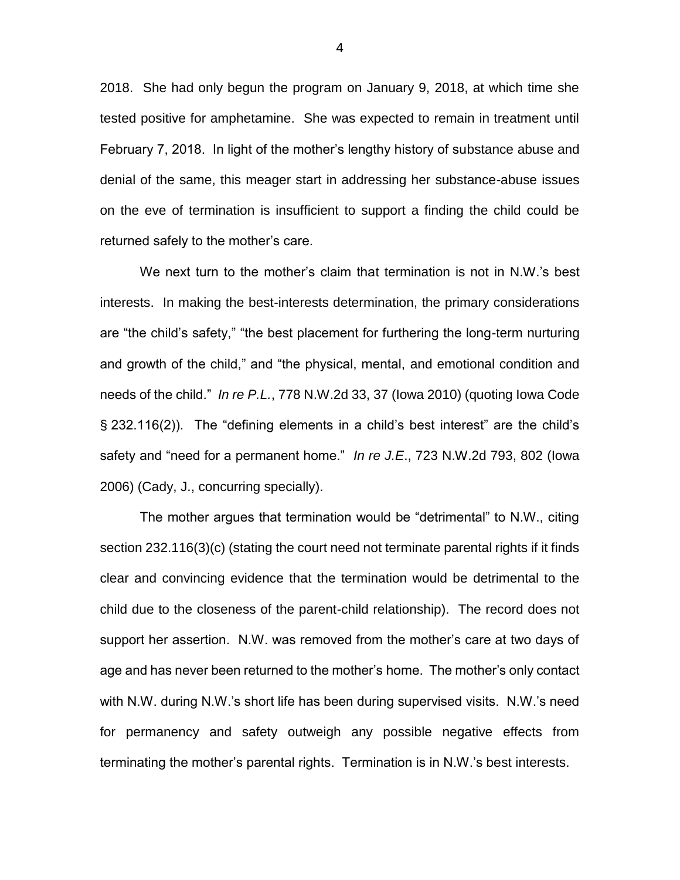2018. She had only begun the program on January 9, 2018, at which time she tested positive for amphetamine. She was expected to remain in treatment until February 7, 2018. In light of the mother's lengthy history of substance abuse and denial of the same, this meager start in addressing her substance-abuse issues on the eve of termination is insufficient to support a finding the child could be returned safely to the mother's care.

We next turn to the mother's claim that termination is not in N.W.'s best interests. In making the best-interests determination, the primary considerations are "the child's safety," "the best placement for furthering the long-term nurturing and growth of the child," and "the physical, mental, and emotional condition and needs of the child." *In re P.L.*, 778 N.W.2d 33, 37 (Iowa 2010) (quoting Iowa Code § 232.116(2)). The "defining elements in a child's best interest" are the child's safety and "need for a permanent home." *In re J.E.*, 723 N.W.2d 793, 802 (Iowa 2006) (Cady, J., concurring specially).

The mother argues that termination would be "detrimental" to N.W., citing section 232.116(3)(c) (stating the court need not terminate parental rights if it finds clear and convincing evidence that the termination would be detrimental to the child due to the closeness of the parent-child relationship). The record does not support her assertion. N.W. was removed from the mother's care at two days of age and has never been returned to the mother's home. The mother's only contact with N.W. during N.W.'s short life has been during supervised visits. N.W.'s need for permanency and safety outweigh any possible negative effects from terminating the mother's parental rights. Termination is in N.W.'s best interests.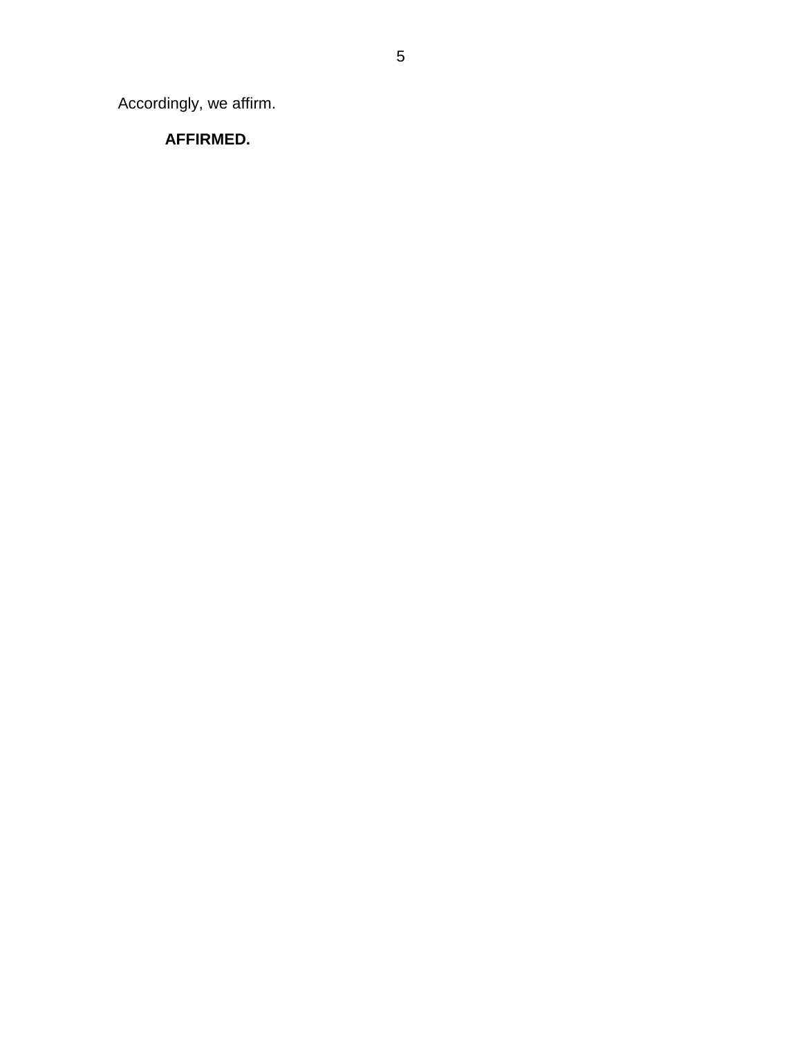Accordingly, we affirm.

**AFFIRMED.**